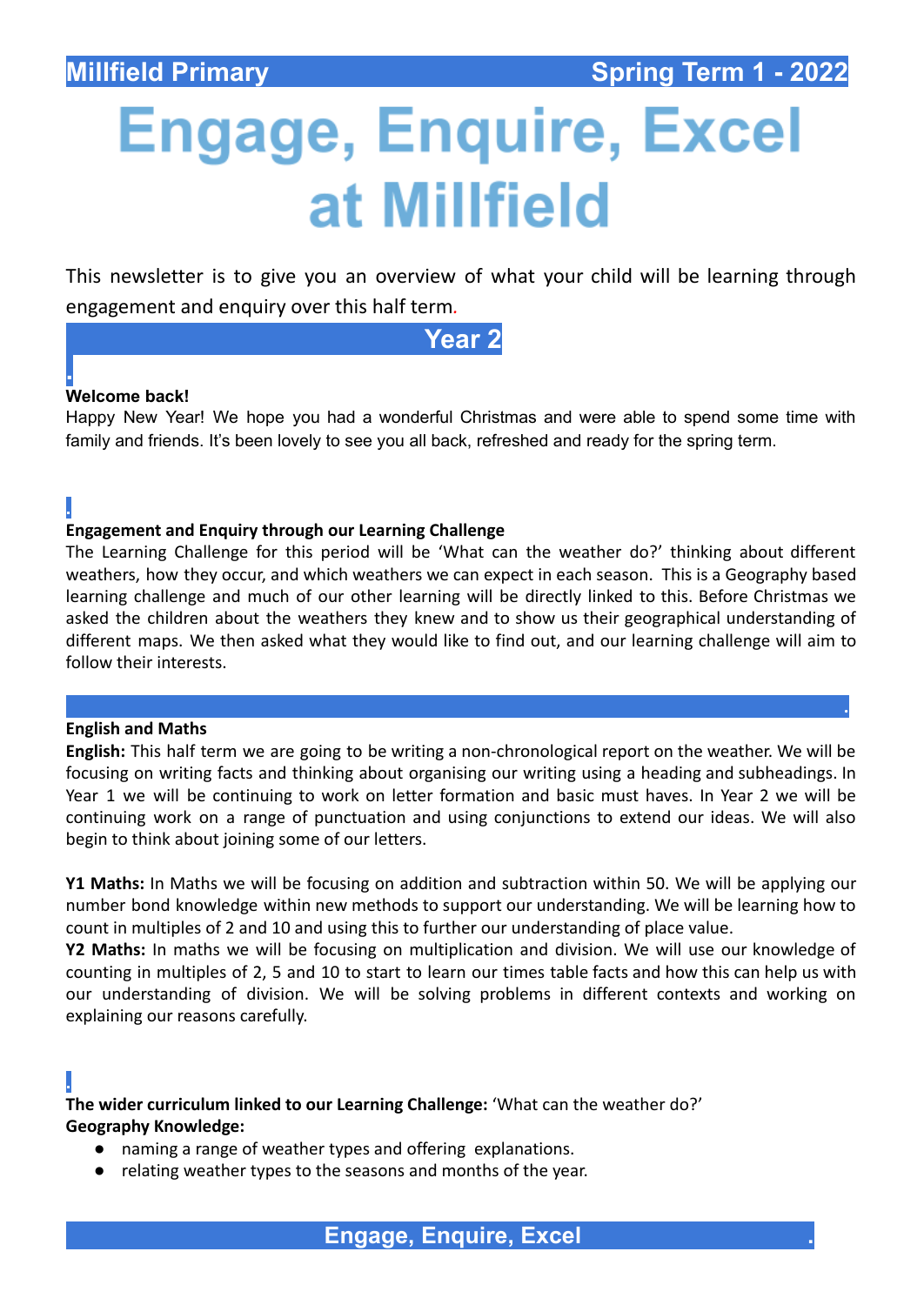Millfield Primary — Spring Term 1 - 2022

# Engage, Enquire, Excel at Millfield

This newsletter is to give you an overview of what your child will be learning through engagement and enquiry over this half term.

## Year 2

**Welcome back!**

Happy New Year! We hope you had a wonderful Christmas and were able to spend some time with family and friends. It's been lovely to see you all back, refreshed and ready for the spring term.

**Engagement and Enquiry through our Learning Challenge**

The Learning Challenge for this period will be 'What can the weather do?' thinking about different weathers, how they occur, and which weathers we can expect in each season. This is a Geography based learning challenge and much of our other learning will be directly linked to this. Before Christmas we asked the children about the weathers they knew and to show us their geographical understanding of different maps. We then asked what they would like to find out, and our learning challenge will aim to follow their interests.

**English and Maths**

**English:** This half term we are going to be writing a non-chronological report on the weather. We will be focusing on writing facts and thinking about organising our writing using a heading and subheadings. In Year 1 we will be continuing to work on letter formation and basic must haves. In Year 2 we will be continuing work on a range of punctuation and using conjunctions to extend our ideas. We will also begin to think about joining some of our letters.

**Y1 Maths:** In Maths we will be focusing on addition and subtraction within 50. We will be applying our number bond knowledge within new methods to support our understanding. We will be learning how to count in multiples of 2 and 10 and using this to further our understanding of place value.

**Y2 Maths:** In maths we will be focusing on multiplication and division. We will use our knowledge of counting in multiples of 2, 5 and 10 to start to learn our times table facts and how this can help us with our understanding of division. We will be solving problems in different contexts and working on explaining our reasons carefully.

**The wider curriculum linked to our Learning Challenge:** 'What can the weather do?'

**Geography Knowledge:**

- naming a range of weather types and offering explanations.
- relating weather types to the seasons and months of the year.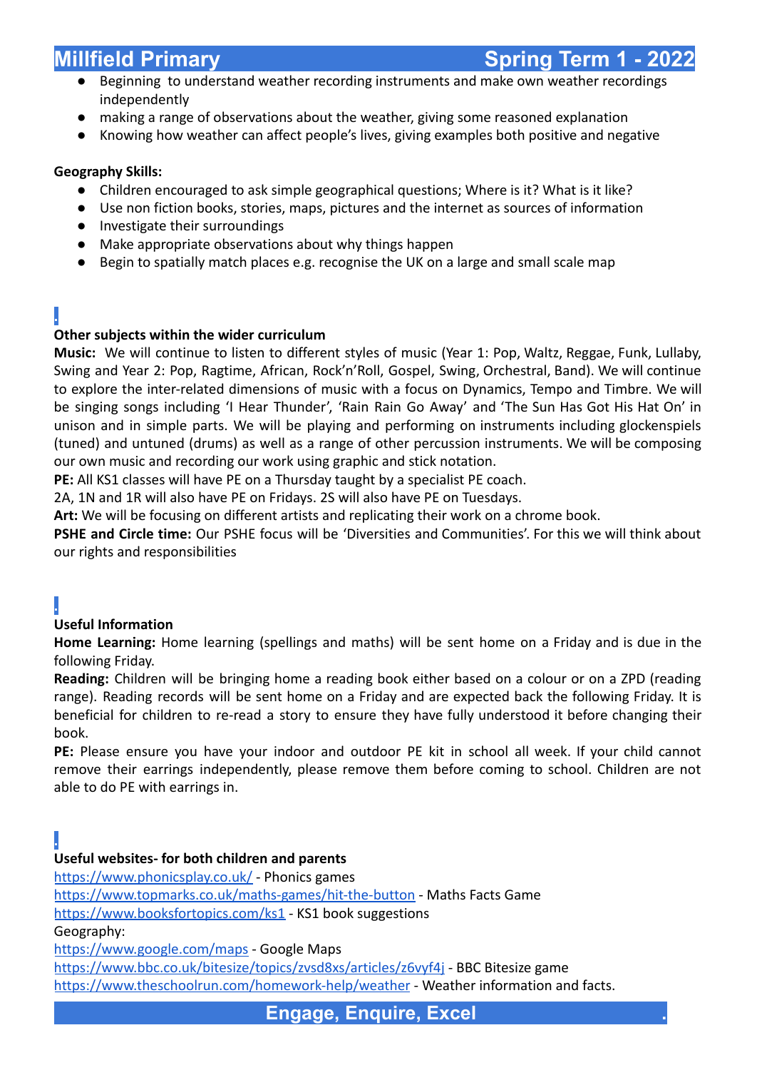- Beginning  to understand weather recording instruments and make own weather recordings independently
- making a range of observations about the weather, giving some reasoned explanation
- Knowing how weather can affect people's lives, giving examples both positive and negative

**Geography Skills:**

- Children encouraged to ask simple geographical questions; Where is it? What is it like?
- Use non fiction books, stories, maps, pictures and the internet as sources of information
- Investigate their surroundings
- Make appropriate observations about why things happen
- Begin to spatially match places e.g. recognise the UK on a large and small scale map

**Other subjects within the wider curriculum**

**Music:** We will continue to listen to different styles of music (Year 1: Pop, Waltz, Reggae, Funk, Lullaby, Swing and Year 2: Pop, Ragtime, African, Rock'n'Roll, Gospel, Swing, Orchestral, Band). We will continue to explore the inter-related dimensions of music with a focus on Dynamics, Tempo and Timbre. We will be singing songs including 'I Hear Thunder', 'Rain Rain Go Away' and 'The Sun Has Got His Hat On' in unison and in simple parts. We will be playing and performing on instruments including glockenspiels (tuned) and untuned (drums) as well as a range of other percussion instruments. We will be composing our own music and recording our work using graphic and stick notation.

**PE:** All KS1 classes will have PE on a Thursday taught by a specialist PE coach.
2A, 1N and 1R will also have PE on Fridays. 2S will also have PE on Tuesdays.

**Art:** We will be focusing on different artists and replicating their work on a chrome book.

**PSHE and Circle time:** Our PSHE focus will be 'Diversities and Communities'. For this we will think about our rights and responsibilities

**Useful Information**

**Home Learning:** Home learning (spellings and maths) will be sent home on a Friday and is due in the following Friday.

**Reading:** Children will be bringing home a reading book either based on a colour or on a ZPD (reading range). Reading records will be sent home on a Friday and are expected back the following Friday. It is beneficial for children to re-read a story to ensure they have fully understood it before changing their book.

**PE:** Please ensure you have your indoor and outdoor PE kit in school all week. If your child cannot remove their earrings independently, please remove them before coming to school. Children are not able to do PE with earrings in.

**Useful websites- for both children and parents**

https://www.phonicsplay.co.uk/ - Phonics games
https://www.topmarks.co.uk/maths-games/hit-the-button - Maths Facts Game
https://www.booksfortopics.com/ks1 - KS1 book suggestions
Geography:
https://www.google.com/maps - Google Maps
https://www.bbc.co.uk/bitesize/topics/zvsd8xs/articles/z6vyf4j - BBC Bitesize game
https://www.theschoolrun.com/homework-help/weather - Weather information and facts.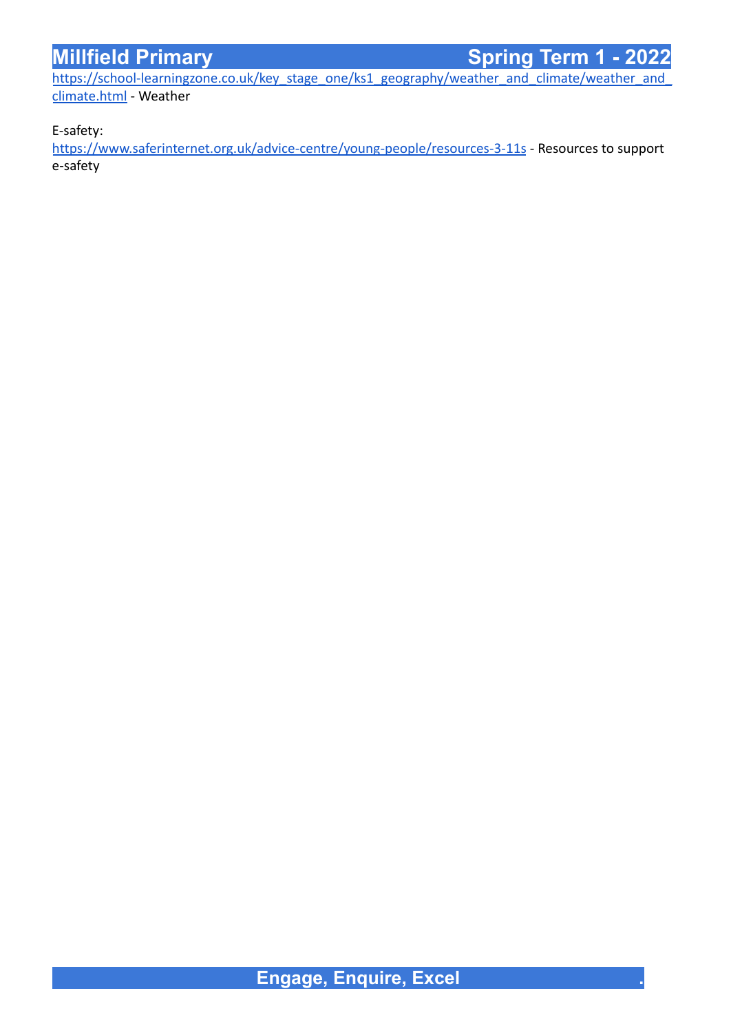https://school-learningzone.co.uk/key_stage_one/ks1_geography/weather_and_climate/weather_and_climate.html - Weather

E-safety:
https://www.saferinternet.org.uk/advice-centre/young-people/resources-3-11s - Resources to support e-safety